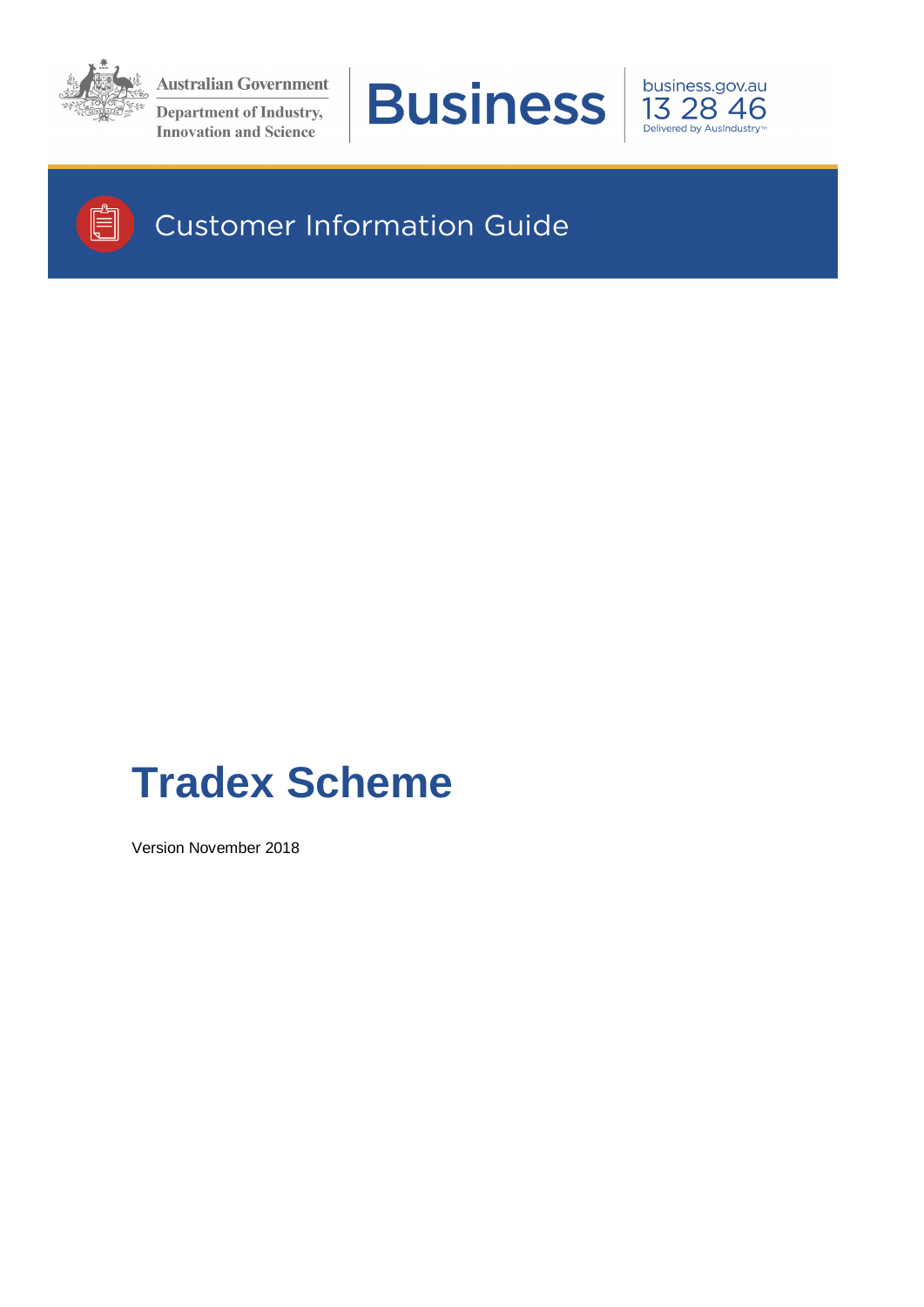Australian Government

Department of Industry, Innovation and Science

Business

business.gov.au

13 28 46

Delivered by AusIndustry™

Customer Information Guide

# Tradex Scheme

Version November 2018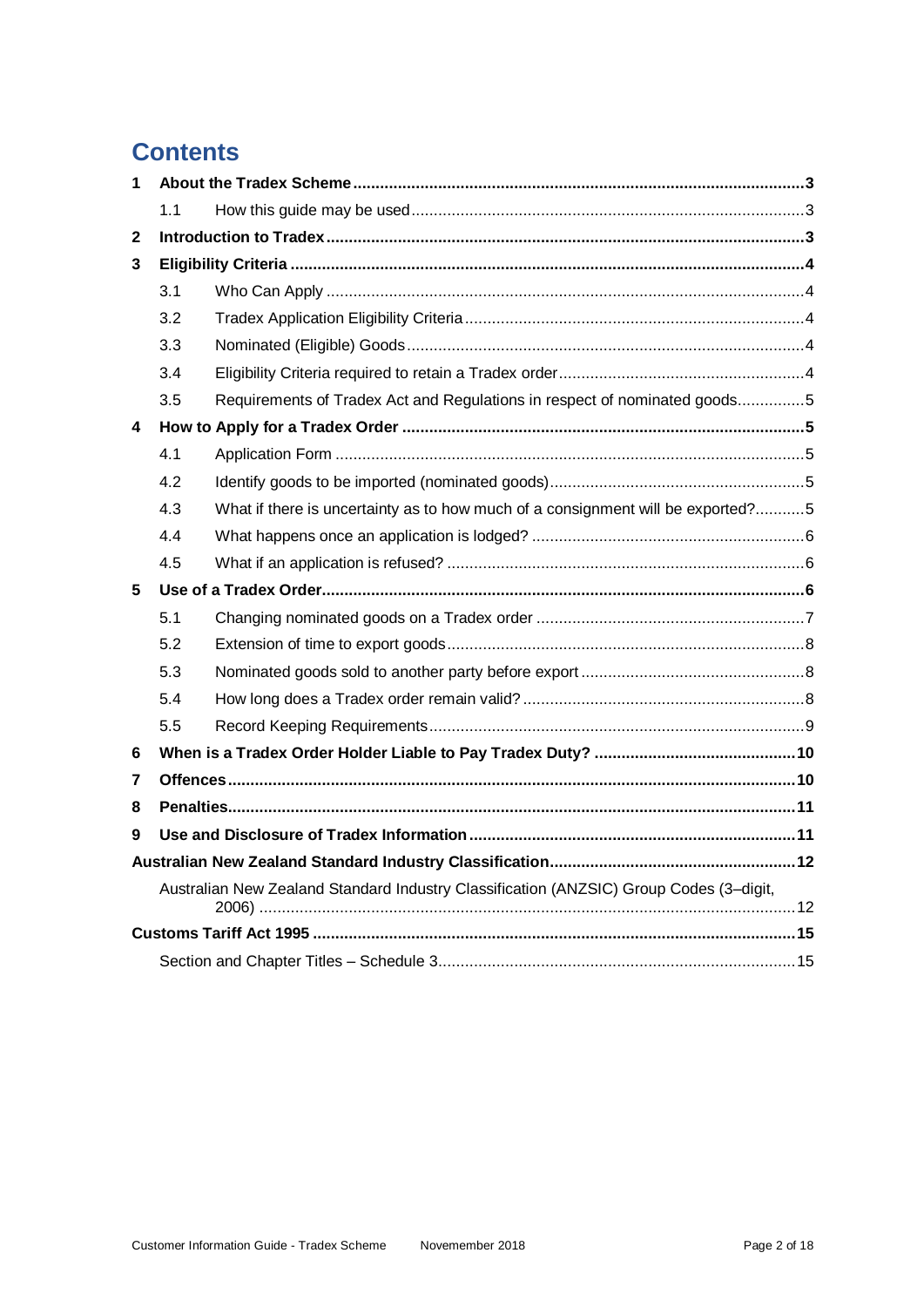# Contents

| | | | |
|---|---|---|---|
| **1** | **About the Tradex Scheme** | | **3** |
| | 1.1 | How this guide may be used | 3 |
| **2** | **Introduction to Tradex** | | **3** |
| **3** | **Eligibility Criteria** | | **4** |
| | 3.1 | Who Can Apply | 4 |
| | 3.2 | Tradex Application Eligibility Criteria | 4 |
| | 3.3 | Nominated (Eligible) Goods | 4 |
| | 3.4 | Eligibility Criteria required to retain a Tradex order | 4 |
| | 3.5 | Requirements of Tradex Act and Regulations in respect of nominated goods | 5 |
| **4** | **How to Apply for a Tradex Order** | | **5** |
| | 4.1 | Application Form | 5 |
| | 4.2 | Identify goods to be imported (nominated goods) | 5 |
| | 4.3 | What if there is uncertainty as to how much of a consignment will be exported? | 5 |
| | 4.4 | What happens once an application is lodged? | 6 |
| | 4.5 | What if an application is refused? | 6 |
| **5** | **Use of a Tradex Order** | | **6** |
| | 5.1 | Changing nominated goods on a Tradex order | 7 |
| | 5.2 | Extension of time to export goods | 8 |
| | 5.3 | Nominated goods sold to another party before export | 8 |
| | 5.4 | How long does a Tradex order remain valid? | 8 |
| | 5.5 | Record Keeping Requirements | 9 |
| **6** | **When is a Tradex Order Holder Liable to Pay Tradex Duty?** | | **10** |
| **7** | **Offences** | | **10** |
| **8** | **Penalties** | | **11** |
| **9** | **Use and Disclosure of Tradex Information** | | **11** |
| **Australian New Zealand Standard Industry Classification** | | | **12** |
| | Australian New Zealand Standard Industry Classification (ANZSIC) Group Codes (3–digit, 2006) | | 12 |
| **Customs Tariff Act 1995** | | | **15** |
| | Section and Chapter Titles – Schedule 3 | | 15 |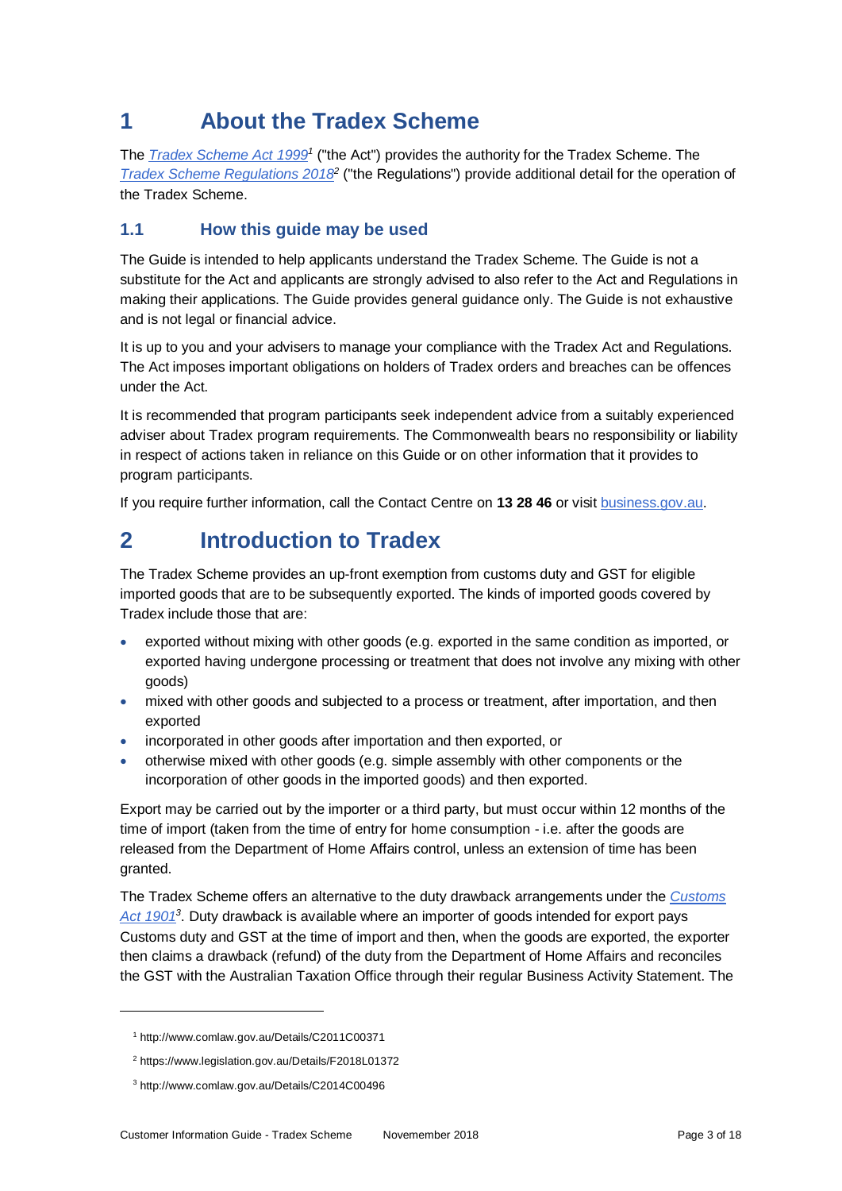# 1 About the Tradex Scheme

The *Tradex Scheme Act 1999*[1] ("the Act") provides the authority for the Tradex Scheme. The *Tradex Scheme Regulations 2018*[2] ("the Regulations") provide additional detail for the operation of the Tradex Scheme.

## 1.1 How this guide may be used

The Guide is intended to help applicants understand the Tradex Scheme. The Guide is not a substitute for the Act and applicants are strongly advised to also refer to the Act and Regulations in making their applications. The Guide provides general guidance only. The Guide is not exhaustive and is not legal or financial advice.

It is up to you and your advisers to manage your compliance with the Tradex Act and Regulations. The Act imposes important obligations on holders of Tradex orders and breaches can be offences under the Act.

It is recommended that program participants seek independent advice from a suitably experienced adviser about Tradex program requirements. The Commonwealth bears no responsibility or liability in respect of actions taken in reliance on this Guide or on other information that it provides to program participants.

If you require further information, call the Contact Centre on **13 28 46** or visit business.gov.au.

# 2 Introduction to Tradex

The Tradex Scheme provides an up-front exemption from customs duty and GST for eligible imported goods that are to be subsequently exported. The kinds of imported goods covered by Tradex include those that are:

- exported without mixing with other goods (e.g. exported in the same condition as imported, or exported having undergone processing or treatment that does not involve any mixing with other goods)
- mixed with other goods and subjected to a process or treatment, after importation, and then exported
- incorporated in other goods after importation and then exported, or
- otherwise mixed with other goods (e.g. simple assembly with other components or the incorporation of other goods in the imported goods) and then exported.

Export may be carried out by the importer or a third party, but must occur within 12 months of the time of import (taken from the time of entry for home consumption - i.e. after the goods are released from the Department of Home Affairs control, unless an extension of time has been granted.

The Tradex Scheme offers an alternative to the duty drawback arrangements under the *Customs Act 1901*[3]. Duty drawback is available where an importer of goods intended for export pays Customs duty and GST at the time of import and then, when the goods are exported, the exporter then claims a drawback (refund) of the duty from the Department of Home Affairs and reconciles the GST with the Australian Taxation Office through their regular Business Activity Statement. The

---

[1] http://www.comlaw.gov.au/Details/C2011C00371

[2] https://www.legislation.gov.au/Details/F2018L01372

[3] http://www.comlaw.gov.au/Details/C2014C00496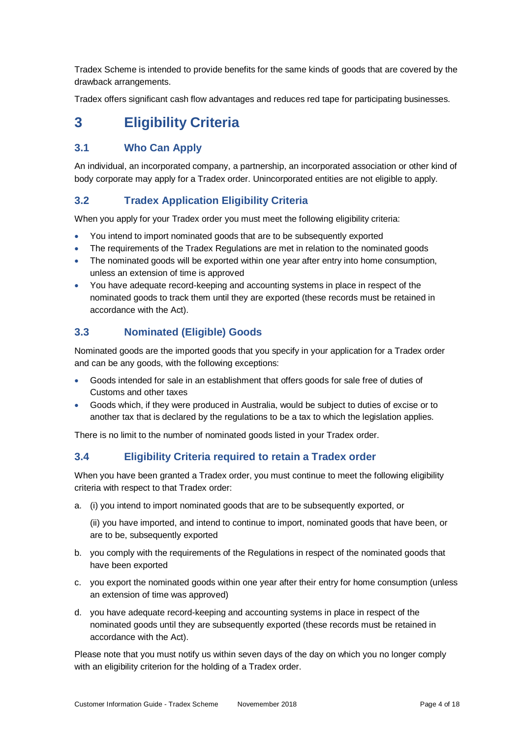Tradex Scheme is intended to provide benefits for the same kinds of goods that are covered by the drawback arrangements.

Tradex offers significant cash flow advantages and reduces red tape for participating businesses.

# 3 Eligibility Criteria

## 3.1 Who Can Apply

An individual, an incorporated company, a partnership, an incorporated association or other kind of body corporate may apply for a Tradex order. Unincorporated entities are not eligible to apply.

## 3.2 Tradex Application Eligibility Criteria

When you apply for your Tradex order you must meet the following eligibility criteria:

- You intend to import nominated goods that are to be subsequently exported
- The requirements of the Tradex Regulations are met in relation to the nominated goods
- The nominated goods will be exported within one year after entry into home consumption, unless an extension of time is approved
- You have adequate record-keeping and accounting systems in place in respect of the nominated goods to track them until they are exported (these records must be retained in accordance with the Act).

## 3.3 Nominated (Eligible) Goods

Nominated goods are the imported goods that you specify in your application for a Tradex order and can be any goods, with the following exceptions:

- Goods intended for sale in an establishment that offers goods for sale free of duties of Customs and other taxes
- Goods which, if they were produced in Australia, would be subject to duties of excise or to another tax that is declared by the regulations to be a tax to which the legislation applies.

There is no limit to the number of nominated goods listed in your Tradex order.

## 3.4 Eligibility Criteria required to retain a Tradex order

When you have been granted a Tradex order, you must continue to meet the following eligibility criteria with respect to that Tradex order:

a. (i) you intend to import nominated goods that are to be subsequently exported, or

   (ii) you have imported, and intend to continue to import, nominated goods that have been, or are to be, subsequently exported

b. you comply with the requirements of the Regulations in respect of the nominated goods that have been exported

c. you export the nominated goods within one year after their entry for home consumption (unless an extension of time was approved)

d. you have adequate record-keeping and accounting systems in place in respect of the nominated goods until they are subsequently exported (these records must be retained in accordance with the Act).

Please note that you must notify us within seven days of the day on which you no longer comply with an eligibility criterion for the holding of a Tradex order.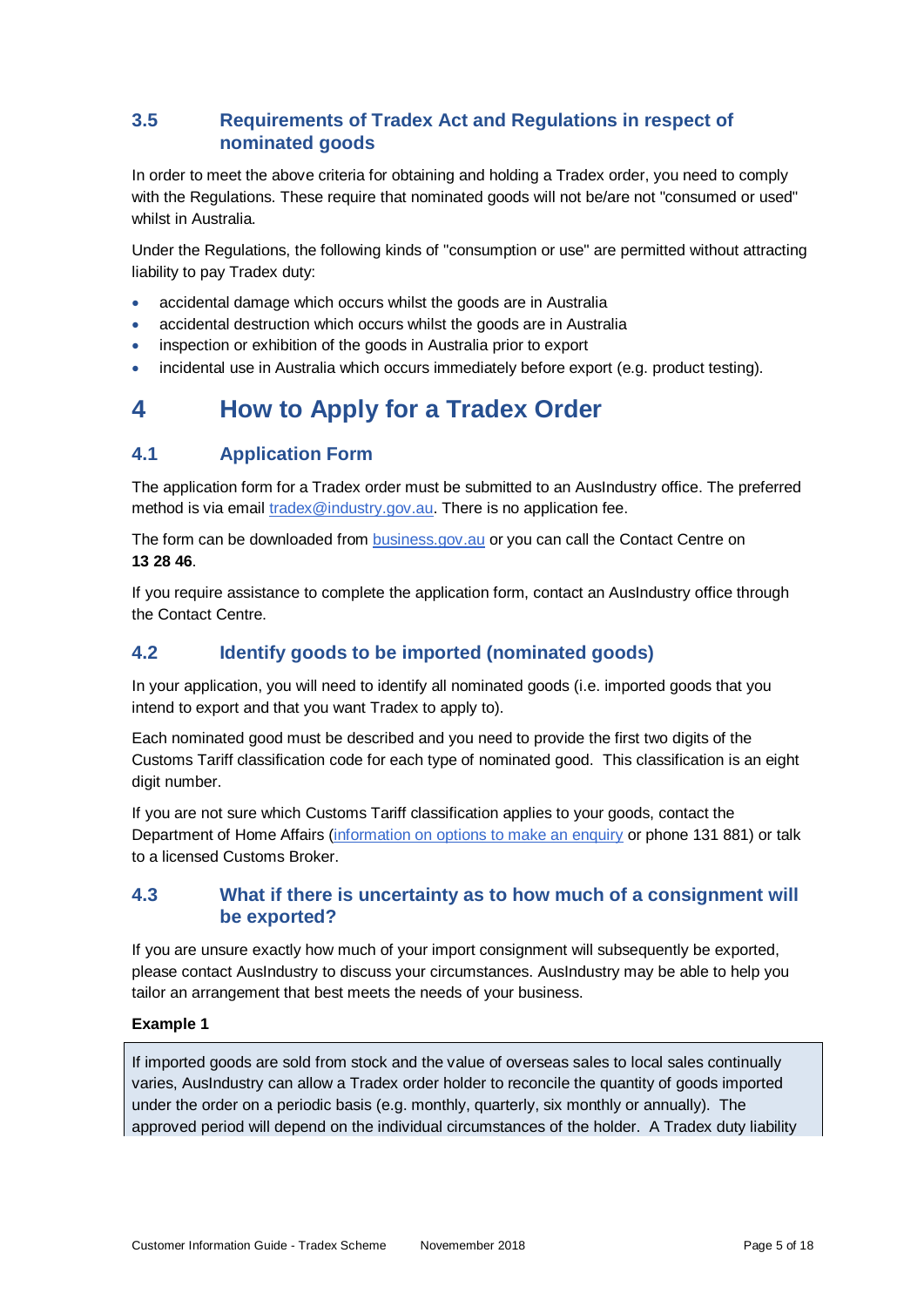### 3.5 Requirements of Tradex Act and Regulations in respect of nominated goods

In order to meet the above criteria for obtaining and holding a Tradex order, you need to comply with the Regulations. These require that nominated goods will not be/are not "consumed or used" whilst in Australia.

Under the Regulations, the following kinds of "consumption or use" are permitted without attracting liability to pay Tradex duty:

- accidental damage which occurs whilst the goods are in Australia
- accidental destruction which occurs whilst the goods are in Australia
- inspection or exhibition of the goods in Australia prior to export
- incidental use in Australia which occurs immediately before export (e.g. product testing).

# 4 How to Apply for a Tradex Order

## 4.1 Application Form

The application form for a Tradex order must be submitted to an AusIndustry office. The preferred method is via email [tradex@industry.gov.au](mailto:tradex@industry.gov.au). There is no application fee.

The form can be downloaded from [business.gov.au](business.gov.au) or you can call the Contact Centre on **13 28 46**.

If you require assistance to complete the application form, contact an AusIndustry office through the Contact Centre.

## 4.2 Identify goods to be imported (nominated goods)

In your application, you will need to identify all nominated goods (i.e. imported goods that you intend to export and that you want Tradex to apply to).

Each nominated good must be described and you need to provide the first two digits of the Customs Tariff classification code for each type of nominated good. This classification is an eight digit number.

If you are not sure which Customs Tariff classification applies to your goods, contact the Department of Home Affairs (information on options to make an enquiry or phone 131 881) or talk to a licensed Customs Broker.

## 4.3 What if there is uncertainty as to how much of a consignment will be exported?

If you are unsure exactly how much of your import consignment will subsequently be exported, please contact AusIndustry to discuss your circumstances. AusIndustry may be able to help you tailor an arrangement that best meets the needs of your business.

**Example 1**

If imported goods are sold from stock and the value of overseas sales to local sales continually varies, AusIndustry can allow a Tradex order holder to reconcile the quantity of goods imported under the order on a periodic basis (e.g. monthly, quarterly, six monthly or annually). The approved period will depend on the individual circumstances of the holder. A Tradex duty liability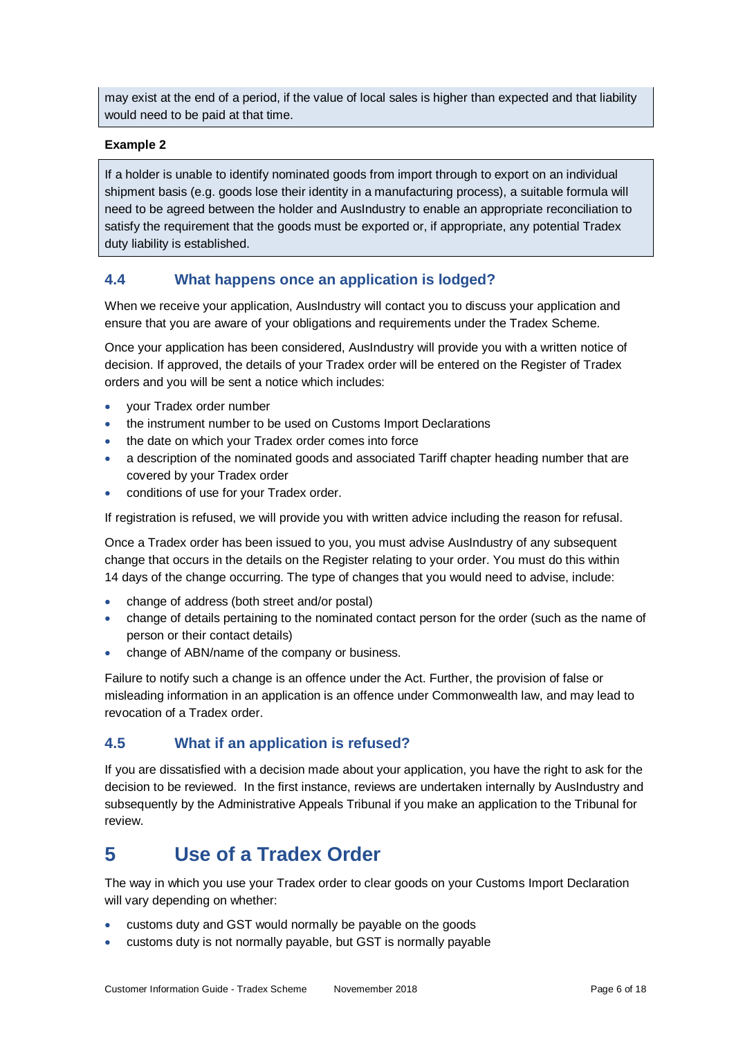may exist at the end of a period, if the value of local sales is higher than expected and that liability would need to be paid at that time.

**Example 2**

If a holder is unable to identify nominated goods from import through to export on an individual shipment basis (e.g. goods lose their identity in a manufacturing process), a suitable formula will need to be agreed between the holder and AusIndustry to enable an appropriate reconciliation to satisfy the requirement that the goods must be exported or, if appropriate, any potential Tradex duty liability is established.

### 4.4 What happens once an application is lodged?

When we receive your application, AusIndustry will contact you to discuss your application and ensure that you are aware of your obligations and requirements under the Tradex Scheme.

Once your application has been considered, AusIndustry will provide you with a written notice of decision. If approved, the details of your Tradex order will be entered on the Register of Tradex orders and you will be sent a notice which includes:

- your Tradex order number
- the instrument number to be used on Customs Import Declarations
- the date on which your Tradex order comes into force
- a description of the nominated goods and associated Tariff chapter heading number that are covered by your Tradex order
- conditions of use for your Tradex order.

If registration is refused, we will provide you with written advice including the reason for refusal.

Once a Tradex order has been issued to you, you must advise AusIndustry of any subsequent change that occurs in the details on the Register relating to your order. You must do this within 14 days of the change occurring. The type of changes that you would need to advise, include:

- change of address (both street and/or postal)
- change of details pertaining to the nominated contact person for the order (such as the name of person or their contact details)
- change of ABN/name of the company or business.

Failure to notify such a change is an offence under the Act. Further, the provision of false or misleading information in an application is an offence under Commonwealth law, and may lead to revocation of a Tradex order.

### 4.5 What if an application is refused?

If you are dissatisfied with a decision made about your application, you have the right to ask for the decision to be reviewed. In the first instance, reviews are undertaken internally by AusIndustry and subsequently by the Administrative Appeals Tribunal if you make an application to the Tribunal for review.

## 5 Use of a Tradex Order

The way in which you use your Tradex order to clear goods on your Customs Import Declaration will vary depending on whether:

- customs duty and GST would normally be payable on the goods
- customs duty is not normally payable, but GST is normally payable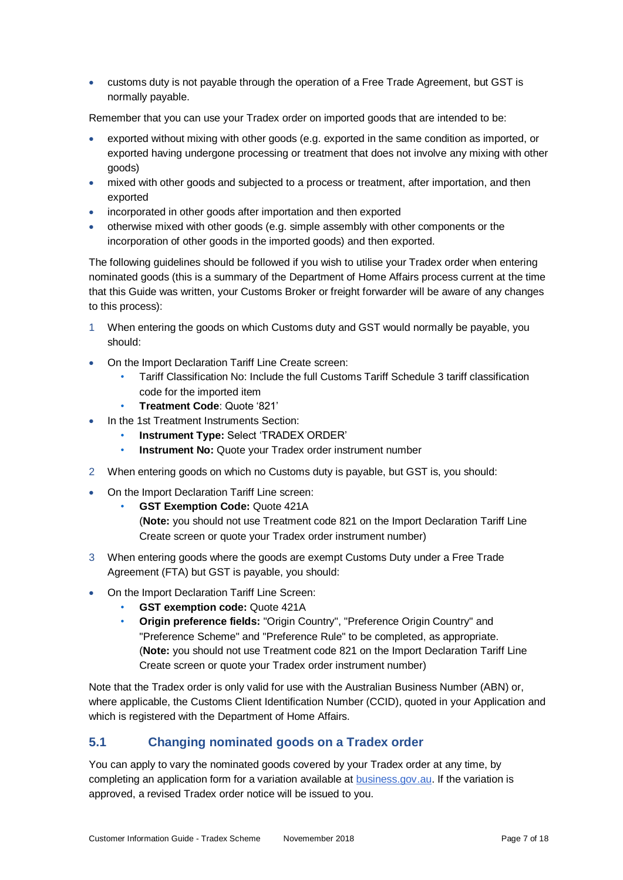- customs duty is not payable through the operation of a Free Trade Agreement, but GST is normally payable.

Remember that you can use your Tradex order on imported goods that are intended to be:

- exported without mixing with other goods (e.g. exported in the same condition as imported, or exported having undergone processing or treatment that does not involve any mixing with other goods)
- mixed with other goods and subjected to a process or treatment, after importation, and then exported
- incorporated in other goods after importation and then exported
- otherwise mixed with other goods (e.g. simple assembly with other components or the incorporation of other goods in the imported goods) and then exported.

The following guidelines should be followed if you wish to utilise your Tradex order when entering nominated goods (this is a summary of the Department of Home Affairs process current at the time that this Guide was written, your Customs Broker or freight forwarder will be aware of any changes to this process):

1 When entering the goods on which Customs duty and GST would normally be payable, you should:

- On the Import Declaration Tariff Line Create screen:
  - Tariff Classification No: Include the full Customs Tariff Schedule 3 tariff classification code for the imported item
  - **Treatment Code**: Quote '821'
- In the 1st Treatment Instruments Section:
  - **Instrument Type:** Select 'TRADEX ORDER'
  - **Instrument No:** Quote your Tradex order instrument number

2 When entering goods on which no Customs duty is payable, but GST is, you should:

- On the Import Declaration Tariff Line screen:
  - **GST Exemption Code:** Quote 421A
    (**Note:** you should not use Treatment code 821 on the Import Declaration Tariff Line Create screen or quote your Tradex order instrument number)

3 When entering goods where the goods are exempt Customs Duty under a Free Trade Agreement (FTA) but GST is payable, you should:

- On the Import Declaration Tariff Line Screen:
  - **GST exemption code:** Quote 421A
  - **Origin preference fields:** "Origin Country", "Preference Origin Country" and "Preference Scheme" and "Preference Rule" to be completed, as appropriate.
    (**Note:** you should not use Treatment code 821 on the Import Declaration Tariff Line Create screen or quote your Tradex order instrument number)

Note that the Tradex order is only valid for use with the Australian Business Number (ABN) or, where applicable, the Customs Client Identification Number (CCID), quoted in your Application and which is registered with the Department of Home Affairs.

## 5.1 Changing nominated goods on a Tradex order

You can apply to vary the nominated goods covered by your Tradex order at any time, by completing an application form for a variation available at business.gov.au. If the variation is approved, a revised Tradex order notice will be issued to you.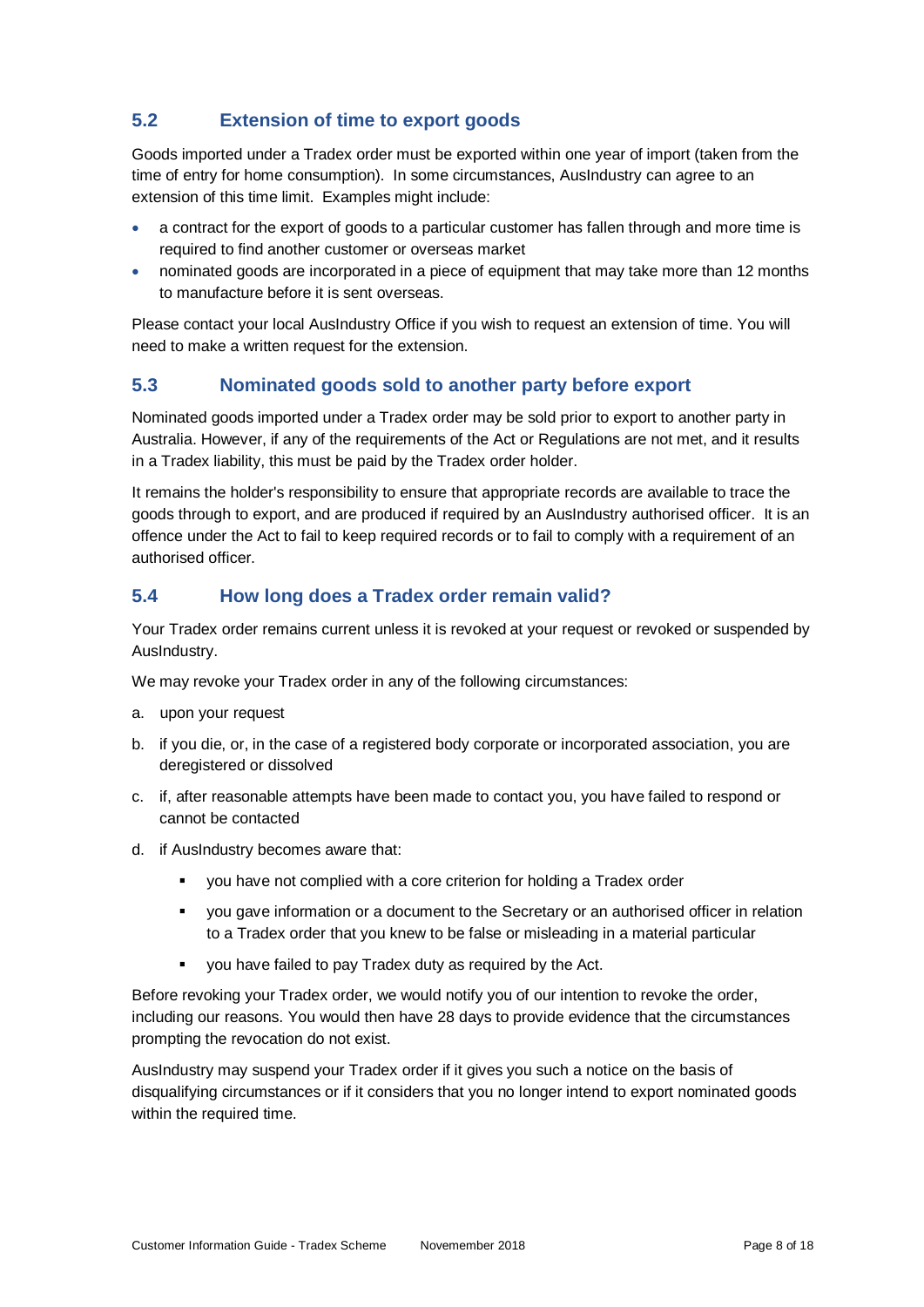## 5.2 Extension of time to export goods

Goods imported under a Tradex order must be exported within one year of import (taken from the time of entry for home consumption). In some circumstances, AusIndustry can agree to an extension of this time limit. Examples might include:

- a contract for the export of goods to a particular customer has fallen through and more time is required to find another customer or overseas market
- nominated goods are incorporated in a piece of equipment that may take more than 12 months to manufacture before it is sent overseas.

Please contact your local AusIndustry Office if you wish to request an extension of time. You will need to make a written request for the extension.

## 5.3 Nominated goods sold to another party before export

Nominated goods imported under a Tradex order may be sold prior to export to another party in Australia. However, if any of the requirements of the Act or Regulations are not met, and it results in a Tradex liability, this must be paid by the Tradex order holder.

It remains the holder's responsibility to ensure that appropriate records are available to trace the goods through to export, and are produced if required by an AusIndustry authorised officer. It is an offence under the Act to fail to keep required records or to fail to comply with a requirement of an authorised officer.

## 5.4 How long does a Tradex order remain valid?

Your Tradex order remains current unless it is revoked at your request or revoked or suspended by AusIndustry.

We may revoke your Tradex order in any of the following circumstances:

a. upon your request

b. if you die, or, in the case of a registered body corporate or incorporated association, you are deregistered or dissolved

c. if, after reasonable attempts have been made to contact you, you have failed to respond or cannot be contacted

d. if AusIndustry becomes aware that:

   - you have not complied with a core criterion for holding a Tradex order
   - you gave information or a document to the Secretary or an authorised officer in relation to a Tradex order that you knew to be false or misleading in a material particular
   - you have failed to pay Tradex duty as required by the Act.

Before revoking your Tradex order, we would notify you of our intention to revoke the order, including our reasons. You would then have 28 days to provide evidence that the circumstances prompting the revocation do not exist.

AusIndustry may suspend your Tradex order if it gives you such a notice on the basis of disqualifying circumstances or if it considers that you no longer intend to export nominated goods within the required time.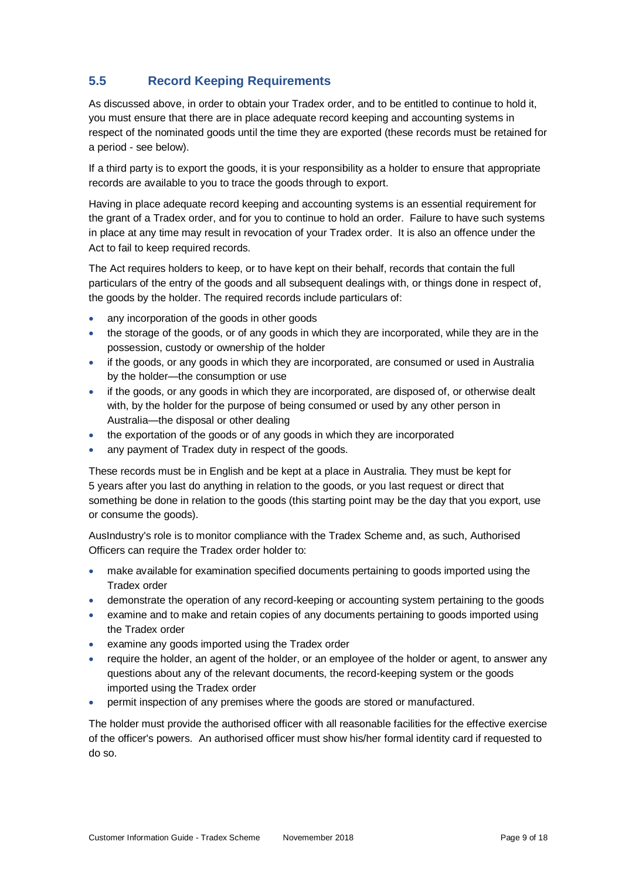## 5.5 Record Keeping Requirements

As discussed above, in order to obtain your Tradex order, and to be entitled to continue to hold it, you must ensure that there are in place adequate record keeping and accounting systems in respect of the nominated goods until the time they are exported (these records must be retained for a period - see below).

If a third party is to export the goods, it is your responsibility as a holder to ensure that appropriate records are available to you to trace the goods through to export.

Having in place adequate record keeping and accounting systems is an essential requirement for the grant of a Tradex order, and for you to continue to hold an order. Failure to have such systems in place at any time may result in revocation of your Tradex order. It is also an offence under the Act to fail to keep required records.

The Act requires holders to keep, or to have kept on their behalf, records that contain the full particulars of the entry of the goods and all subsequent dealings with, or things done in respect of, the goods by the holder. The required records include particulars of:

- any incorporation of the goods in other goods
- the storage of the goods, or of any goods in which they are incorporated, while they are in the possession, custody or ownership of the holder
- if the goods, or any goods in which they are incorporated, are consumed or used in Australia by the holder—the consumption or use
- if the goods, or any goods in which they are incorporated, are disposed of, or otherwise dealt with, by the holder for the purpose of being consumed or used by any other person in Australia—the disposal or other dealing
- the exportation of the goods or of any goods in which they are incorporated
- any payment of Tradex duty in respect of the goods.

These records must be in English and be kept at a place in Australia. They must be kept for 5 years after you last do anything in relation to the goods, or you last request or direct that something be done in relation to the goods (this starting point may be the day that you export, use or consume the goods).

AusIndustry's role is to monitor compliance with the Tradex Scheme and, as such, Authorised Officers can require the Tradex order holder to:

- make available for examination specified documents pertaining to goods imported using the Tradex order
- demonstrate the operation of any record-keeping or accounting system pertaining to the goods
- examine and to make and retain copies of any documents pertaining to goods imported using the Tradex order
- examine any goods imported using the Tradex order
- require the holder, an agent of the holder, or an employee of the holder or agent, to answer any questions about any of the relevant documents, the record-keeping system or the goods imported using the Tradex order
- permit inspection of any premises where the goods are stored or manufactured.

The holder must provide the authorised officer with all reasonable facilities for the effective exercise of the officer's powers. An authorised officer must show his/her formal identity card if requested to do so.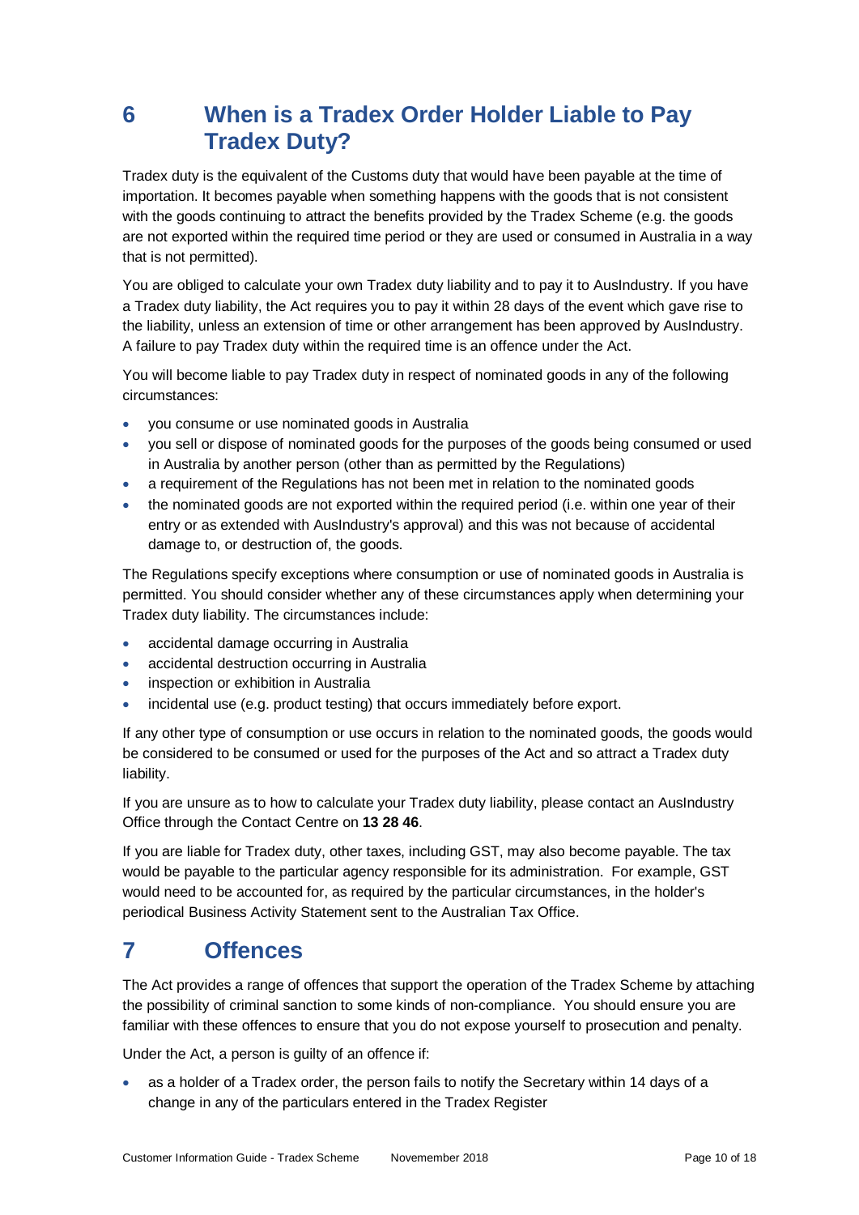## 6 When is a Tradex Order Holder Liable to Pay Tradex Duty?

Tradex duty is the equivalent of the Customs duty that would have been payable at the time of importation. It becomes payable when something happens with the goods that is not consistent with the goods continuing to attract the benefits provided by the Tradex Scheme (e.g. the goods are not exported within the required time period or they are used or consumed in Australia in a way that is not permitted).

You are obliged to calculate your own Tradex duty liability and to pay it to AusIndustry. If you have a Tradex duty liability, the Act requires you to pay it within 28 days of the event which gave rise to the liability, unless an extension of time or other arrangement has been approved by AusIndustry. A failure to pay Tradex duty within the required time is an offence under the Act.

You will become liable to pay Tradex duty in respect of nominated goods in any of the following circumstances:

- you consume or use nominated goods in Australia
- you sell or dispose of nominated goods for the purposes of the goods being consumed or used in Australia by another person (other than as permitted by the Regulations)
- a requirement of the Regulations has not been met in relation to the nominated goods
- the nominated goods are not exported within the required period (i.e. within one year of their entry or as extended with AusIndustry's approval) and this was not because of accidental damage to, or destruction of, the goods.

The Regulations specify exceptions where consumption or use of nominated goods in Australia is permitted. You should consider whether any of these circumstances apply when determining your Tradex duty liability. The circumstances include:

- accidental damage occurring in Australia
- accidental destruction occurring in Australia
- inspection or exhibition in Australia
- incidental use (e.g. product testing) that occurs immediately before export.

If any other type of consumption or use occurs in relation to the nominated goods, the goods would be considered to be consumed or used for the purposes of the Act and so attract a Tradex duty liability.

If you are unsure as to how to calculate your Tradex duty liability, please contact an AusIndustry Office through the Contact Centre on **13 28 46**.

If you are liable for Tradex duty, other taxes, including GST, may also become payable. The tax would be payable to the particular agency responsible for its administration. For example, GST would need to be accounted for, as required by the particular circumstances, in the holder's periodical Business Activity Statement sent to the Australian Tax Office.

## 7 Offences

The Act provides a range of offences that support the operation of the Tradex Scheme by attaching the possibility of criminal sanction to some kinds of non-compliance. You should ensure you are familiar with these offences to ensure that you do not expose yourself to prosecution and penalty.

Under the Act, a person is guilty of an offence if:

- as a holder of a Tradex order, the person fails to notify the Secretary within 14 days of a change in any of the particulars entered in the Tradex Register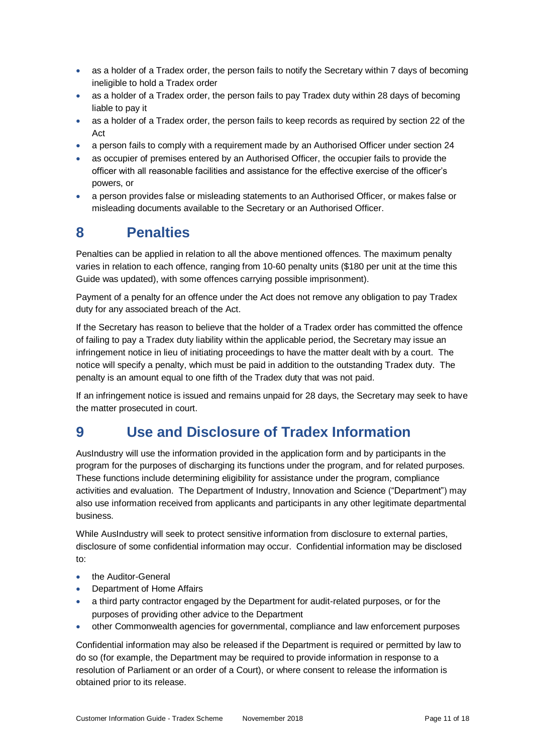- as a holder of a Tradex order, the person fails to notify the Secretary within 7 days of becoming ineligible to hold a Tradex order
- as a holder of a Tradex order, the person fails to pay Tradex duty within 28 days of becoming liable to pay it
- as a holder of a Tradex order, the person fails to keep records as required by section 22 of the Act
- a person fails to comply with a requirement made by an Authorised Officer under section 24
- as occupier of premises entered by an Authorised Officer, the occupier fails to provide the officer with all reasonable facilities and assistance for the effective exercise of the officer's powers, or
- a person provides false or misleading statements to an Authorised Officer, or makes false or misleading documents available to the Secretary or an Authorised Officer.

# 8 Penalties

Penalties can be applied in relation to all the above mentioned offences. The maximum penalty varies in relation to each offence, ranging from 10-60 penalty units ($180 per unit at the time this Guide was updated), with some offences carrying possible imprisonment).

Payment of a penalty for an offence under the Act does not remove any obligation to pay Tradex duty for any associated breach of the Act.

If the Secretary has reason to believe that the holder of a Tradex order has committed the offence of failing to pay a Tradex duty liability within the applicable period, the Secretary may issue an infringement notice in lieu of initiating proceedings to have the matter dealt with by a court. The notice will specify a penalty, which must be paid in addition to the outstanding Tradex duty. The penalty is an amount equal to one fifth of the Tradex duty that was not paid.

If an infringement notice is issued and remains unpaid for 28 days, the Secretary may seek to have the matter prosecuted in court.

# 9 Use and Disclosure of Tradex Information

AusIndustry will use the information provided in the application form and by participants in the program for the purposes of discharging its functions under the program, and for related purposes. These functions include determining eligibility for assistance under the program, compliance activities and evaluation. The Department of Industry, Innovation and Science ("Department") may also use information received from applicants and participants in any other legitimate departmental business.

While AusIndustry will seek to protect sensitive information from disclosure to external parties, disclosure of some confidential information may occur. Confidential information may be disclosed to:

- the Auditor-General
- Department of Home Affairs
- a third party contractor engaged by the Department for audit-related purposes, or for the purposes of providing other advice to the Department
- other Commonwealth agencies for governmental, compliance and law enforcement purposes

Confidential information may also be released if the Department is required or permitted by law to do so (for example, the Department may be required to provide information in response to a resolution of Parliament or an order of a Court), or where consent to release the information is obtained prior to its release.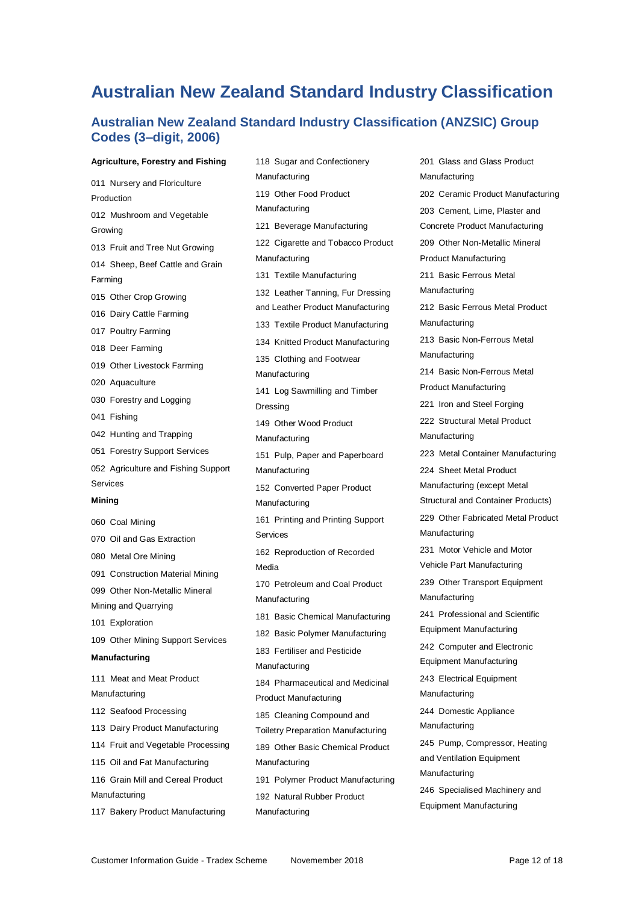# Australian New Zealand Standard Industry Classification

## Australian New Zealand Standard Industry Classification (ANZSIC) Group Codes (3–digit, 2006)

**Agriculture, Forestry and Fishing**

011 Nursery and Floriculture Production

012 Mushroom and Vegetable Growing

013 Fruit and Tree Nut Growing

014 Sheep, Beef Cattle and Grain Farming

015 Other Crop Growing

016 Dairy Cattle Farming

017 Poultry Farming

018 Deer Farming

019 Other Livestock Farming

020 Aquaculture

030 Forestry and Logging

041 Fishing

042 Hunting and Trapping

051 Forestry Support Services

052 Agriculture and Fishing Support Services

**Mining**

060 Coal Mining

070 Oil and Gas Extraction

080 Metal Ore Mining

091 Construction Material Mining

099 Other Non-Metallic Mineral Mining and Quarrying

101 Exploration

109 Other Mining Support Services

**Manufacturing**

111 Meat and Meat Product Manufacturing

112 Seafood Processing

113 Dairy Product Manufacturing

114 Fruit and Vegetable Processing

115 Oil and Fat Manufacturing

116 Grain Mill and Cereal Product Manufacturing

117 Bakery Product Manufacturing

118 Sugar and Confectionery Manufacturing

119 Other Food Product Manufacturing

121 Beverage Manufacturing

122 Cigarette and Tobacco Product Manufacturing

131 Textile Manufacturing

132 Leather Tanning, Fur Dressing and Leather Product Manufacturing

133 Textile Product Manufacturing

134 Knitted Product Manufacturing

135 Clothing and Footwear Manufacturing

141 Log Sawmilling and Timber Dressing

149 Other Wood Product Manufacturing

151 Pulp, Paper and Paperboard Manufacturing

152 Converted Paper Product Manufacturing

161 Printing and Printing Support Services

162 Reproduction of Recorded Media

170 Petroleum and Coal Product Manufacturing

181 Basic Chemical Manufacturing

182 Basic Polymer Manufacturing

183 Fertiliser and Pesticide Manufacturing

184 Pharmaceutical and Medicinal Product Manufacturing

185 Cleaning Compound and Toiletry Preparation Manufacturing

189 Other Basic Chemical Product Manufacturing

191 Polymer Product Manufacturing

192 Natural Rubber Product Manufacturing

201 Glass and Glass Product Manufacturing

202 Ceramic Product Manufacturing

203 Cement, Lime, Plaster and Concrete Product Manufacturing

209 Other Non-Metallic Mineral Product Manufacturing

211 Basic Ferrous Metal Manufacturing

212 Basic Ferrous Metal Product Manufacturing

213 Basic Non-Ferrous Metal Manufacturing

214 Basic Non-Ferrous Metal Product Manufacturing

221 Iron and Steel Forging

222 Structural Metal Product Manufacturing

223 Metal Container Manufacturing

224 Sheet Metal Product Manufacturing (except Metal Structural and Container Products)

229 Other Fabricated Metal Product Manufacturing

231 Motor Vehicle and Motor Vehicle Part Manufacturing

239 Other Transport Equipment Manufacturing

241 Professional and Scientific Equipment Manufacturing

242 Computer and Electronic Equipment Manufacturing

243 Electrical Equipment Manufacturing

244 Domestic Appliance Manufacturing

245 Pump, Compressor, Heating and Ventilation Equipment Manufacturing

246 Specialised Machinery and Equipment Manufacturing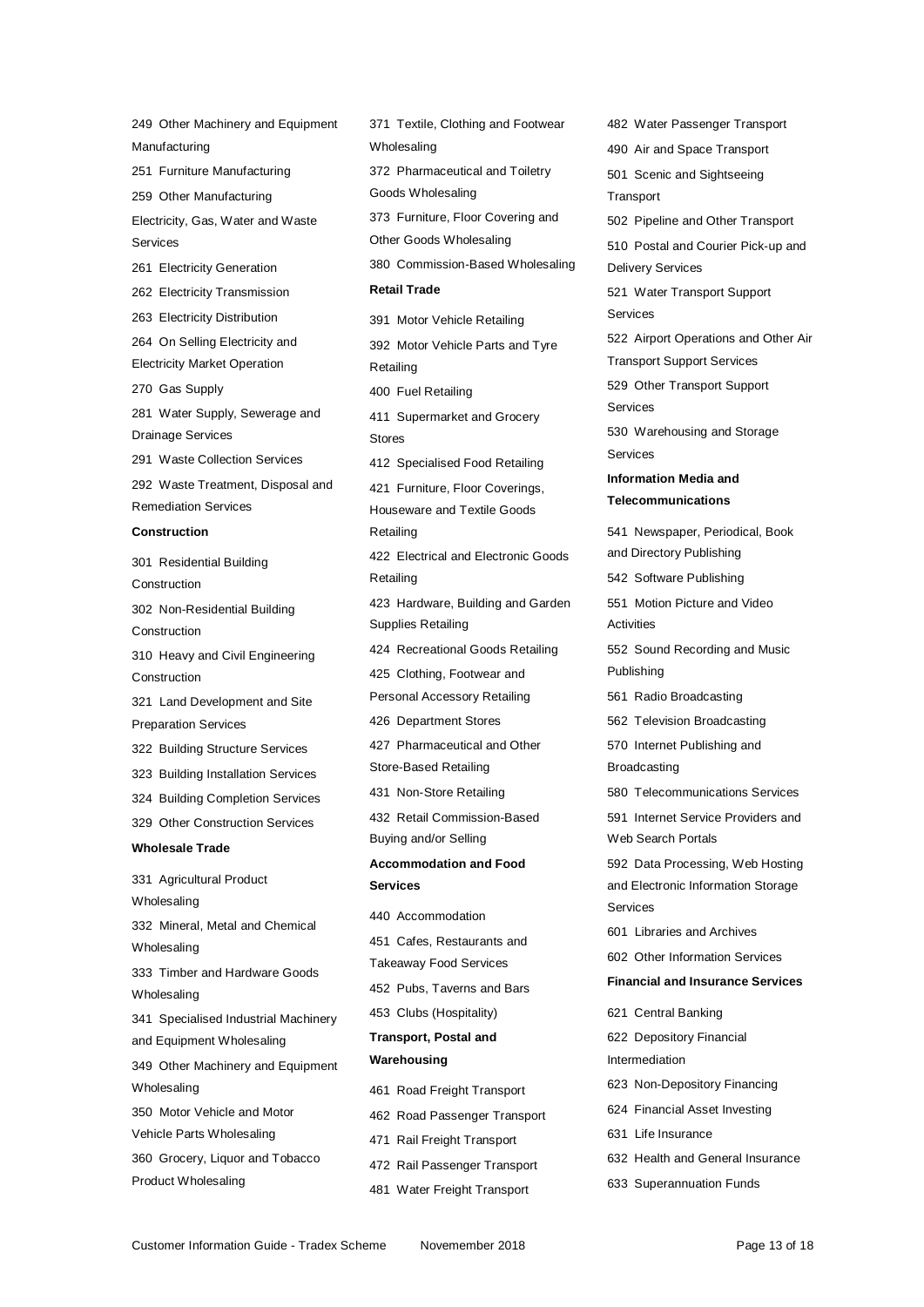249 Other Machinery and Equipment Manufacturing

251 Furniture Manufacturing

259 Other Manufacturing

Electricity, Gas, Water and Waste Services

261 Electricity Generation

262 Electricity Transmission

263 Electricity Distribution

264 On Selling Electricity and Electricity Market Operation

270 Gas Supply

281 Water Supply, Sewerage and Drainage Services

291 Waste Collection Services

292 Waste Treatment, Disposal and Remediation Services

**Construction**

301 Residential Building Construction

302 Non-Residential Building Construction

310 Heavy and Civil Engineering Construction

321 Land Development and Site Preparation Services

322 Building Structure Services

323 Building Installation Services

324 Building Completion Services

329 Other Construction Services

**Wholesale Trade**

331 Agricultural Product Wholesaling

332 Mineral, Metal and Chemical Wholesaling

333 Timber and Hardware Goods Wholesaling

341 Specialised Industrial Machinery and Equipment Wholesaling

349 Other Machinery and Equipment Wholesaling

350 Motor Vehicle and Motor Vehicle Parts Wholesaling

360 Grocery, Liquor and Tobacco Product Wholesaling

371 Textile, Clothing and Footwear Wholesaling

372 Pharmaceutical and Toiletry Goods Wholesaling

373 Furniture, Floor Covering and Other Goods Wholesaling

380 Commission-Based Wholesaling

**Retail Trade**

391 Motor Vehicle Retailing

392 Motor Vehicle Parts and Tyre Retailing

400 Fuel Retailing

411 Supermarket and Grocery Stores

412 Specialised Food Retailing

421 Furniture, Floor Coverings, Houseware and Textile Goods Retailing

422 Electrical and Electronic Goods Retailing

423 Hardware, Building and Garden Supplies Retailing

424 Recreational Goods Retailing

425 Clothing, Footwear and Personal Accessory Retailing

426 Department Stores

427 Pharmaceutical and Other Store-Based Retailing

431 Non-Store Retailing

432 Retail Commission-Based Buying and/or Selling

**Accommodation and Food Services**

440 Accommodation

451 Cafes, Restaurants and Takeaway Food Services

452 Pubs, Taverns and Bars

453 Clubs (Hospitality)

**Transport, Postal and Warehousing**

461 Road Freight Transport

462 Road Passenger Transport

471 Rail Freight Transport

472 Rail Passenger Transport

481 Water Freight Transport

482 Water Passenger Transport

490 Air and Space Transport

501 Scenic and Sightseeing Transport

502 Pipeline and Other Transport

510 Postal and Courier Pick-up and Delivery Services

521 Water Transport Support Services

522 Airport Operations and Other Air Transport Support Services

529 Other Transport Support Services

530 Warehousing and Storage Services

**Information Media and Telecommunications**

541 Newspaper, Periodical, Book and Directory Publishing

542 Software Publishing

551 Motion Picture and Video Activities

552 Sound Recording and Music Publishing

561 Radio Broadcasting

562 Television Broadcasting

570 Internet Publishing and Broadcasting

580 Telecommunications Services

591 Internet Service Providers and Web Search Portals

592 Data Processing, Web Hosting and Electronic Information Storage Services

601 Libraries and Archives

602 Other Information Services

**Financial and Insurance Services**

621 Central Banking

622 Depository Financial Intermediation

623 Non-Depository Financing

624 Financial Asset Investing

631 Life Insurance

632 Health and General Insurance

633 Superannuation Funds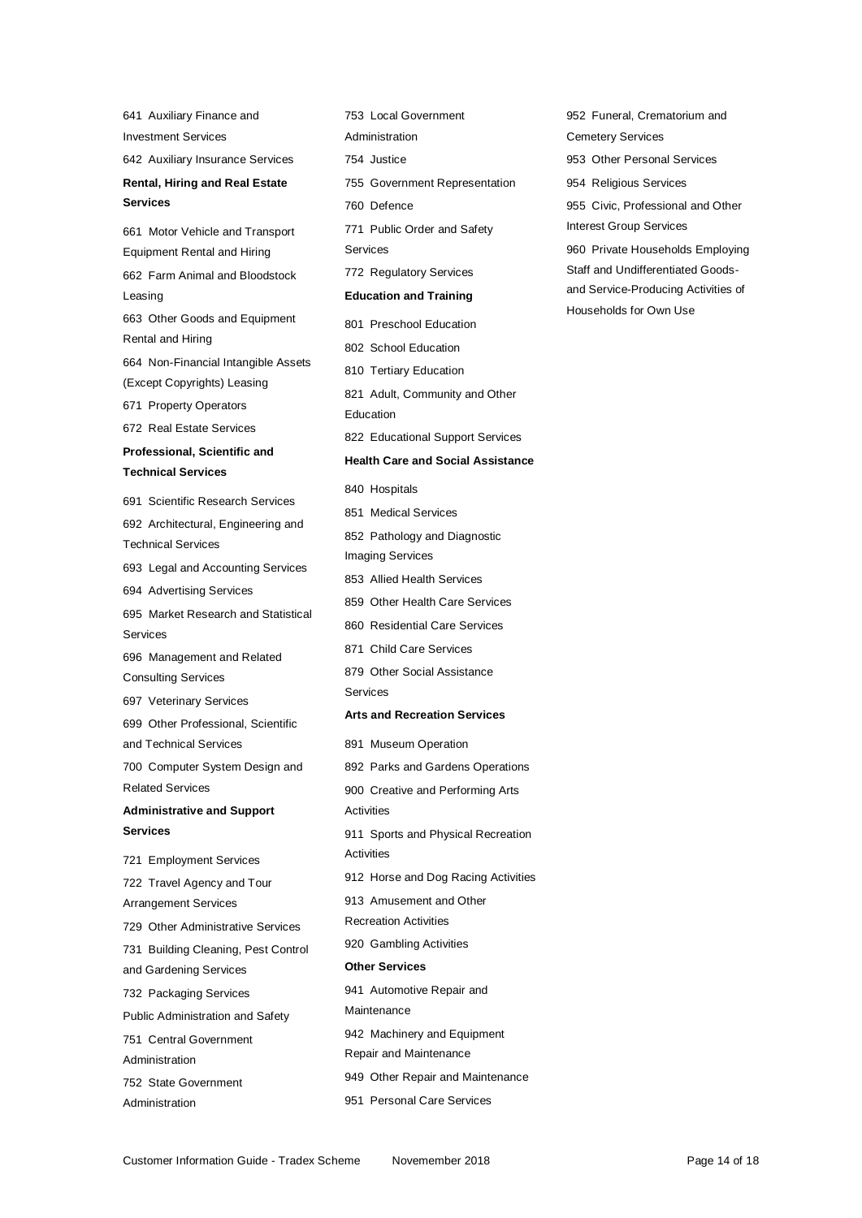641 Auxiliary Finance and Investment Services

642 Auxiliary Insurance Services

**Rental, Hiring and Real Estate Services**

661 Motor Vehicle and Transport Equipment Rental and Hiring

662 Farm Animal and Bloodstock Leasing

663 Other Goods and Equipment Rental and Hiring

664 Non-Financial Intangible Assets (Except Copyrights) Leasing

671 Property Operators

672 Real Estate Services

**Professional, Scientific and Technical Services**

691 Scientific Research Services

692 Architectural, Engineering and Technical Services

693 Legal and Accounting Services

694 Advertising Services

695 Market Research and Statistical Services

696 Management and Related Consulting Services

697 Veterinary Services

699 Other Professional, Scientific and Technical Services

700 Computer System Design and Related Services

**Administrative and Support Services**

721 Employment Services

722 Travel Agency and Tour Arrangement Services

729 Other Administrative Services

731 Building Cleaning, Pest Control and Gardening Services

732 Packaging Services

Public Administration and Safety

751 Central Government Administration

752 State Government Administration

753 Local Government Administration

754 Justice

755 Government Representation

760 Defence

771 Public Order and Safety Services

772 Regulatory Services

**Education and Training**

801 Preschool Education

802 School Education

810 Tertiary Education

821 Adult, Community and Other Education

822 Educational Support Services

**Health Care and Social Assistance**

840 Hospitals

851 Medical Services

852 Pathology and Diagnostic Imaging Services

853 Allied Health Services

859 Other Health Care Services

860 Residential Care Services

871 Child Care Services

879 Other Social Assistance Services

**Arts and Recreation Services**

891 Museum Operation

892 Parks and Gardens Operations

900 Creative and Performing Arts Activities

911 Sports and Physical Recreation Activities

912 Horse and Dog Racing Activities

913 Amusement and Other Recreation Activities

920 Gambling Activities

**Other Services**

941 Automotive Repair and Maintenance

942 Machinery and Equipment Repair and Maintenance

949 Other Repair and Maintenance

951 Personal Care Services

952 Funeral, Crematorium and Cemetery Services

953 Other Personal Services

954 Religious Services

955 Civic, Professional and Other Interest Group Services

960 Private Households Employing Staff and Undifferentiated Goods- and Service-Producing Activities of Households for Own Use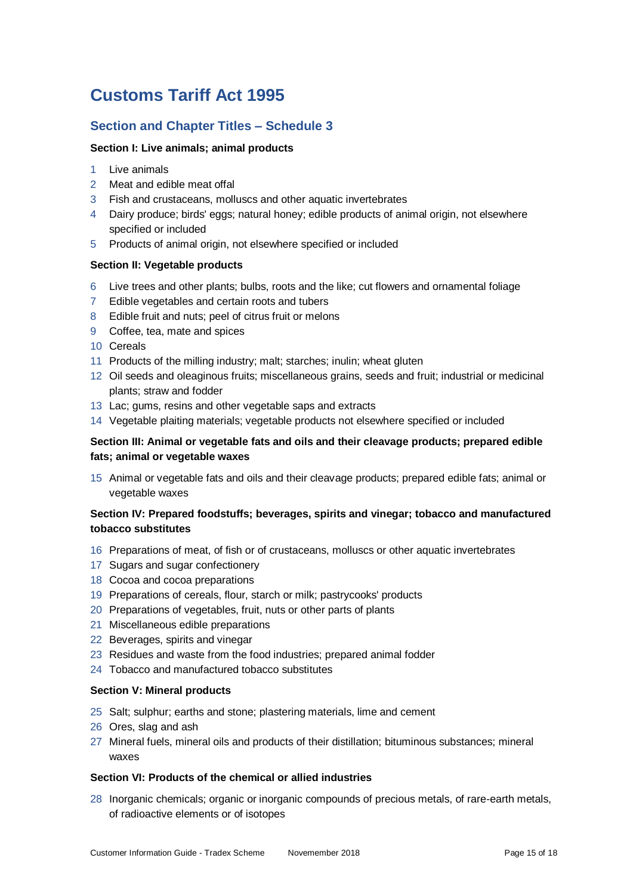# Customs Tariff Act 1995

## Section and Chapter Titles – Schedule 3

**Section I: Live animals; animal products**

1 Live animals
2 Meat and edible meat offal
3 Fish and crustaceans, molluscs and other aquatic invertebrates
4 Dairy produce; birds' eggs; natural honey; edible products of animal origin, not elsewhere specified or included
5 Products of animal origin, not elsewhere specified or included

**Section II: Vegetable products**

6 Live trees and other plants; bulbs, roots and the like; cut flowers and ornamental foliage
7 Edible vegetables and certain roots and tubers
8 Edible fruit and nuts; peel of citrus fruit or melons
9 Coffee, tea, mate and spices
10 Cereals
11 Products of the milling industry; malt; starches; inulin; wheat gluten
12 Oil seeds and oleaginous fruits; miscellaneous grains, seeds and fruit; industrial or medicinal plants; straw and fodder
13 Lac; gums, resins and other vegetable saps and extracts
14 Vegetable plaiting materials; vegetable products not elsewhere specified or included

**Section III: Animal or vegetable fats and oils and their cleavage products; prepared edible fats; animal or vegetable waxes**

15 Animal or vegetable fats and oils and their cleavage products; prepared edible fats; animal or vegetable waxes

**Section IV: Prepared foodstuffs; beverages, spirits and vinegar; tobacco and manufactured tobacco substitutes**

16 Preparations of meat, of fish or of crustaceans, molluscs or other aquatic invertebrates
17 Sugars and sugar confectionery
18 Cocoa and cocoa preparations
19 Preparations of cereals, flour, starch or milk; pastrycooks' products
20 Preparations of vegetables, fruit, nuts or other parts of plants
21 Miscellaneous edible preparations
22 Beverages, spirits and vinegar
23 Residues and waste from the food industries; prepared animal fodder
24 Tobacco and manufactured tobacco substitutes

**Section V: Mineral products**

25 Salt; sulphur; earths and stone; plastering materials, lime and cement
26 Ores, slag and ash
27 Mineral fuels, mineral oils and products of their distillation; bituminous substances; mineral waxes

**Section VI: Products of the chemical or allied industries**

28 Inorganic chemicals; organic or inorganic compounds of precious metals, of rare-earth metals, of radioactive elements or of isotopes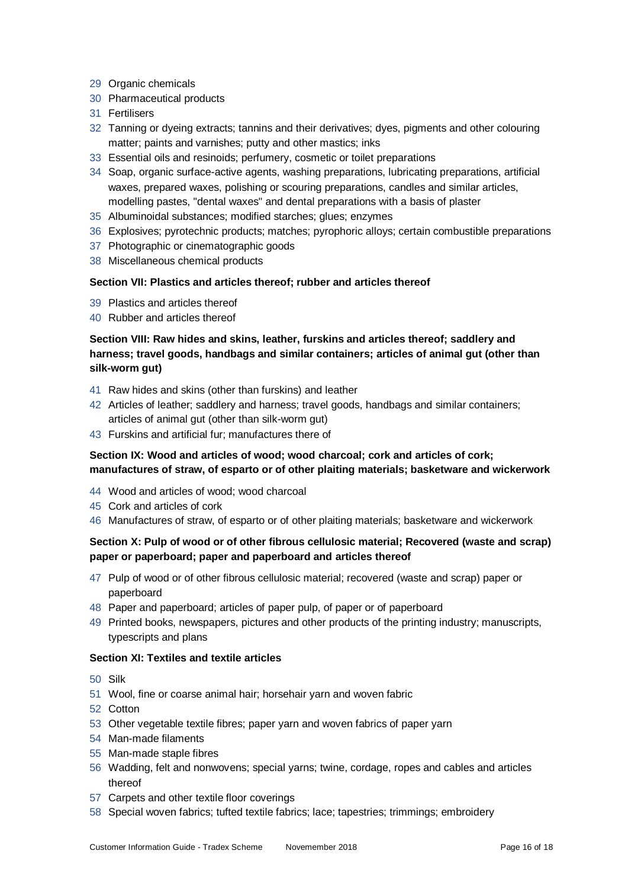29 Organic chemicals
30 Pharmaceutical products
31 Fertilisers
32 Tanning or dyeing extracts; tannins and their derivatives; dyes, pigments and other colouring matter; paints and varnishes; putty and other mastics; inks
33 Essential oils and resinoids; perfumery, cosmetic or toilet preparations
34 Soap, organic surface-active agents, washing preparations, lubricating preparations, artificial waxes, prepared waxes, polishing or scouring preparations, candles and similar articles, modelling pastes, "dental waxes" and dental preparations with a basis of plaster
35 Albuminoidal substances; modified starches; glues; enzymes
36 Explosives; pyrotechnic products; matches; pyrophoric alloys; certain combustible preparations
37 Photographic or cinematographic goods
38 Miscellaneous chemical products

**Section VII: Plastics and articles thereof; rubber and articles thereof**

39 Plastics and articles thereof
40 Rubber and articles thereof

**Section VIII: Raw hides and skins, leather, furskins and articles thereof; saddlery and harness; travel goods, handbags and similar containers; articles of animal gut (other than silk-worm gut)**

41 Raw hides and skins (other than furskins) and leather
42 Articles of leather; saddlery and harness; travel goods, handbags and similar containers; articles of animal gut (other than silk-worm gut)
43 Furskins and artificial fur; manufactures there of

**Section IX: Wood and articles of wood; wood charcoal; cork and articles of cork; manufactures of straw, of esparto or of other plaiting materials; basketware and wickerwork**

44 Wood and articles of wood; wood charcoal
45 Cork and articles of cork
46 Manufactures of straw, of esparto or of other plaiting materials; basketware and wickerwork

**Section X: Pulp of wood or of other fibrous cellulosic material; Recovered (waste and scrap) paper or paperboard; paper and paperboard and articles thereof**

47 Pulp of wood or of other fibrous cellulosic material; recovered (waste and scrap) paper or paperboard
48 Paper and paperboard; articles of paper pulp, of paper or of paperboard
49 Printed books, newspapers, pictures and other products of the printing industry; manuscripts, typescripts and plans

**Section XI: Textiles and textile articles**

50 Silk
51 Wool, fine or coarse animal hair; horsehair yarn and woven fabric
52 Cotton
53 Other vegetable textile fibres; paper yarn and woven fabrics of paper yarn
54 Man-made filaments
55 Man-made staple fibres
56 Wadding, felt and nonwovens; special yarns; twine, cordage, ropes and cables and articles thereof
57 Carpets and other textile floor coverings
58 Special woven fabrics; tufted textile fabrics; lace; tapestries; trimmings; embroidery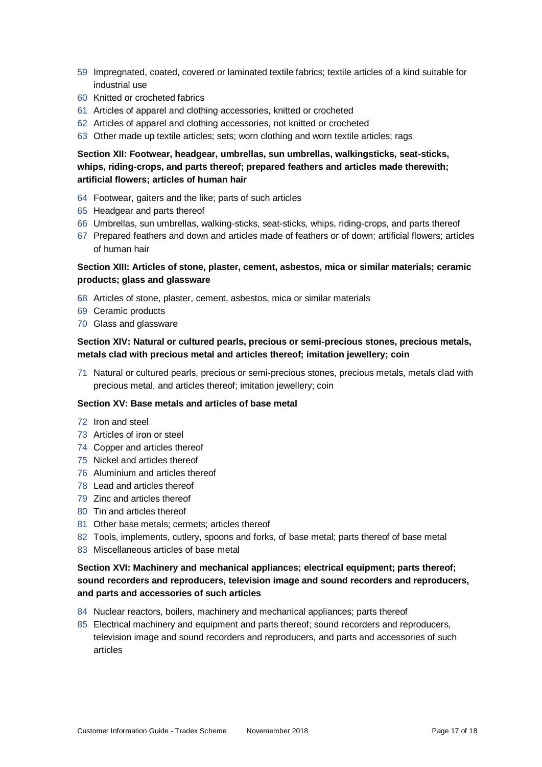- 59 Impregnated, coated, covered or laminated textile fabrics; textile articles of a kind suitable for industrial use
- 60 Knitted or crocheted fabrics
- 61 Articles of apparel and clothing accessories, knitted or crocheted
- 62 Articles of apparel and clothing accessories, not knitted or crocheted
- 63 Other made up textile articles; sets; worn clothing and worn textile articles; rags

**Section XII: Footwear, headgear, umbrellas, sun umbrellas, walkingsticks, seat-sticks, whips, riding-crops, and parts thereof; prepared feathers and articles made therewith; artificial flowers; articles of human hair**

- 64 Footwear, gaiters and the like; parts of such articles
- 65 Headgear and parts thereof
- 66 Umbrellas, sun umbrellas, walking-sticks, seat-sticks, whips, riding-crops, and parts thereof
- 67 Prepared feathers and down and articles made of feathers or of down; artificial flowers; articles of human hair

**Section XIII: Articles of stone, plaster, cement, asbestos, mica or similar materials; ceramic products; glass and glassware**

- 68 Articles of stone, plaster, cement, asbestos, mica or similar materials
- 69 Ceramic products
- 70 Glass and glassware

**Section XIV: Natural or cultured pearls, precious or semi-precious stones, precious metals, metals clad with precious metal and articles thereof; imitation jewellery; coin**

- 71 Natural or cultured pearls, precious or semi-precious stones, precious metals, metals clad with precious metal, and articles thereof; imitation jewellery; coin

**Section XV: Base metals and articles of base metal**

- 72 Iron and steel
- 73 Articles of iron or steel
- 74 Copper and articles thereof
- 75 Nickel and articles thereof
- 76 Aluminium and articles thereof
- 78 Lead and articles thereof
- 79 Zinc and articles thereof
- 80 Tin and articles thereof
- 81 Other base metals; cermets; articles thereof
- 82 Tools, implements, cutlery, spoons and forks, of base metal; parts thereof of base metal
- 83 Miscellaneous articles of base metal

**Section XVI: Machinery and mechanical appliances; electrical equipment; parts thereof; sound recorders and reproducers, television image and sound recorders and reproducers, and parts and accessories of such articles**

- 84 Nuclear reactors, boilers, machinery and mechanical appliances; parts thereof
- 85 Electrical machinery and equipment and parts thereof; sound recorders and reproducers, television image and sound recorders and reproducers, and parts and accessories of such articles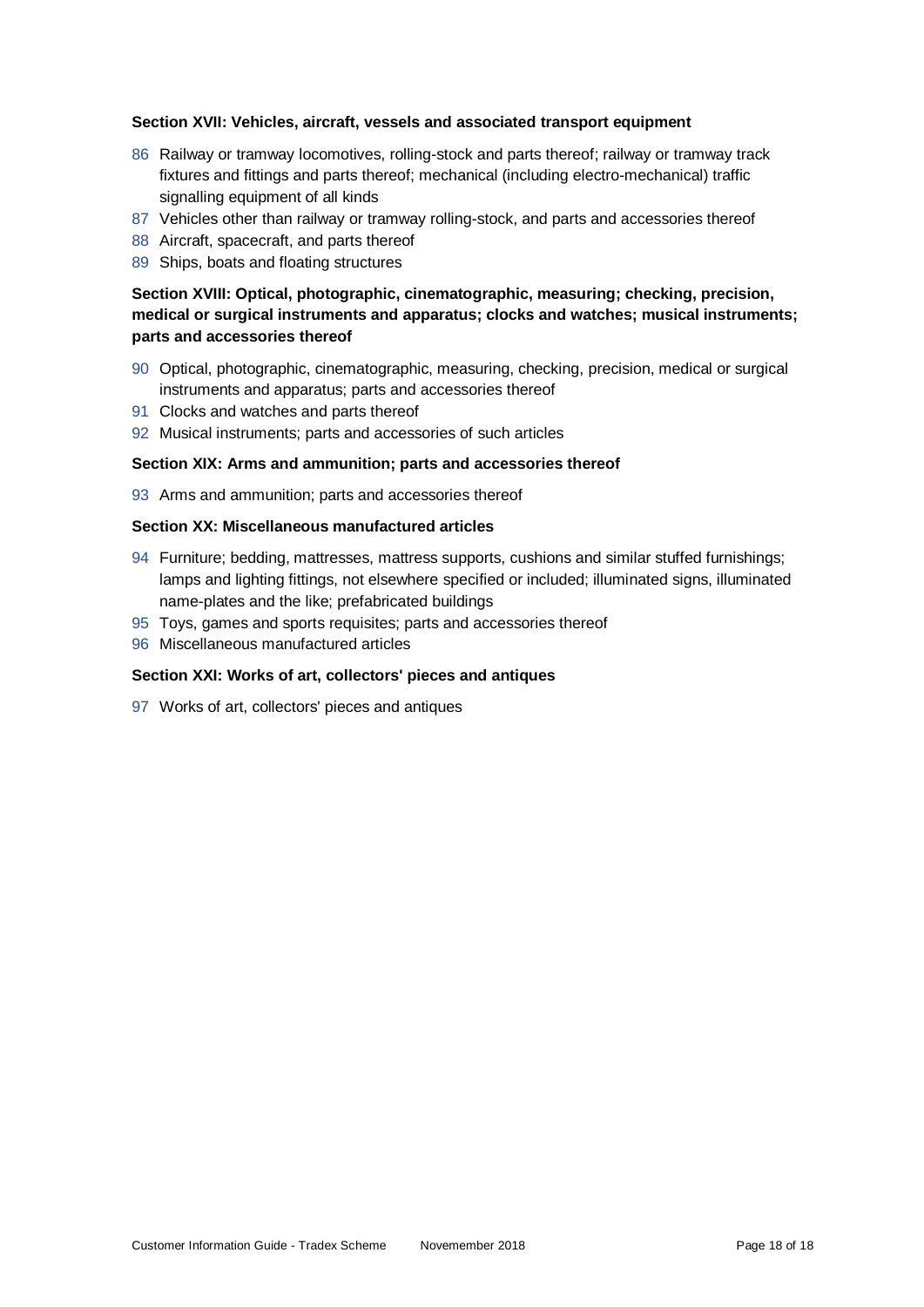**Section XVII: Vehicles, aircraft, vessels and associated transport equipment**

86 Railway or tramway locomotives, rolling-stock and parts thereof; railway or tramway track fixtures and fittings and parts thereof; mechanical (including electro-mechanical) traffic signalling equipment of all kinds

87 Vehicles other than railway or tramway rolling-stock, and parts and accessories thereof

88 Aircraft, spacecraft, and parts thereof

89 Ships, boats and floating structures

**Section XVIII: Optical, photographic, cinematographic, measuring; checking, precision, medical or surgical instruments and apparatus; clocks and watches; musical instruments; parts and accessories thereof**

90 Optical, photographic, cinematographic, measuring, checking, precision, medical or surgical instruments and apparatus; parts and accessories thereof

91 Clocks and watches and parts thereof

92 Musical instruments; parts and accessories of such articles

**Section XIX: Arms and ammunition; parts and accessories thereof**

93 Arms and ammunition; parts and accessories thereof

**Section XX: Miscellaneous manufactured articles**

94 Furniture; bedding, mattresses, mattress supports, cushions and similar stuffed furnishings; lamps and lighting fittings, not elsewhere specified or included; illuminated signs, illuminated name-plates and the like; prefabricated buildings

95 Toys, games and sports requisites; parts and accessories thereof

96 Miscellaneous manufactured articles

**Section XXI: Works of art, collectors' pieces and antiques**

97 Works of art, collectors' pieces and antiques